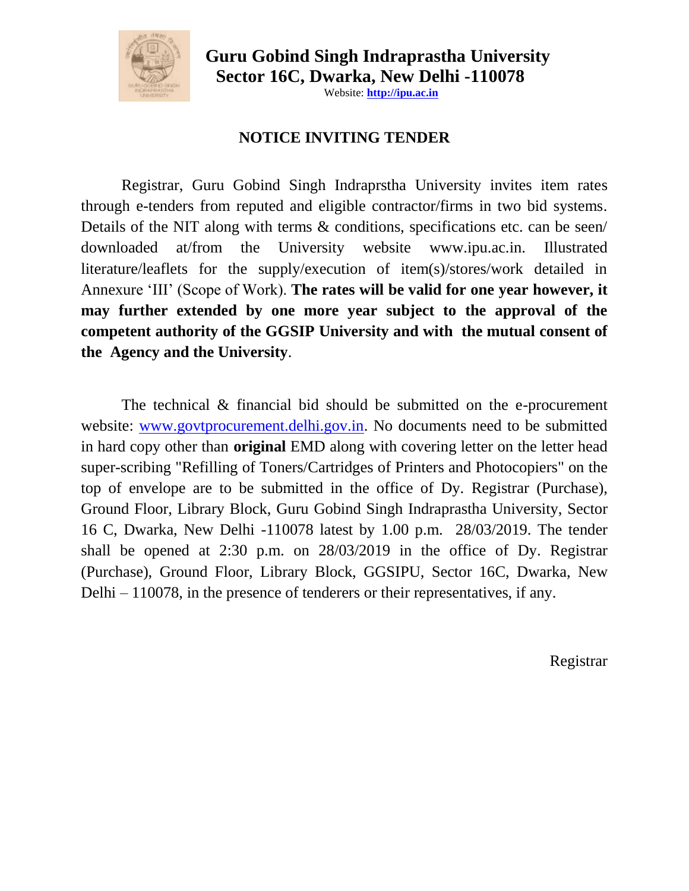# Guru Gobind Singh Indraprastha University
## Sector 16C, Dwarka, New Delhi -110078

Website: **http://ipu.ac.in**

## NOTICE INVITING TENDER

Registrar, Guru Gobind Singh Indraprstha University invites item rates through e-tenders from reputed and eligible contractor/firms in two bid systems. Details of the NIT along with terms & conditions, specifications etc. can be seen/ downloaded at/from the University website www.ipu.ac.in. Illustrated literature/leaflets for the supply/execution of item(s)/stores/work detailed in Annexure 'III' (Scope of Work). **The rates will be valid for one year however, it may further extended by one more year subject to the approval of the competent authority of the GGSIP University and with the mutual consent of the Agency and the University**.

The technical & financial bid should be submitted on the e-procurement website: www.govtprocurement.delhi.gov.in. No documents need to be submitted in hard copy other than **original** EMD along with covering letter on the letter head super-scribing "Refilling of Toners/Cartridges of Printers and Photocopiers" on the top of envelope are to be submitted in the office of Dy. Registrar (Purchase), Ground Floor, Library Block, Guru Gobind Singh Indraprastha University, Sector 16 C, Dwarka, New Delhi -110078 latest by 1.00 p.m. 28/03/2019. The tender shall be opened at 2:30 p.m. on 28/03/2019 in the office of Dy. Registrar (Purchase), Ground Floor, Library Block, GGSIPU, Sector 16C, Dwarka, New Delhi – 110078, in the presence of tenderers or their representatives, if any.

Registrar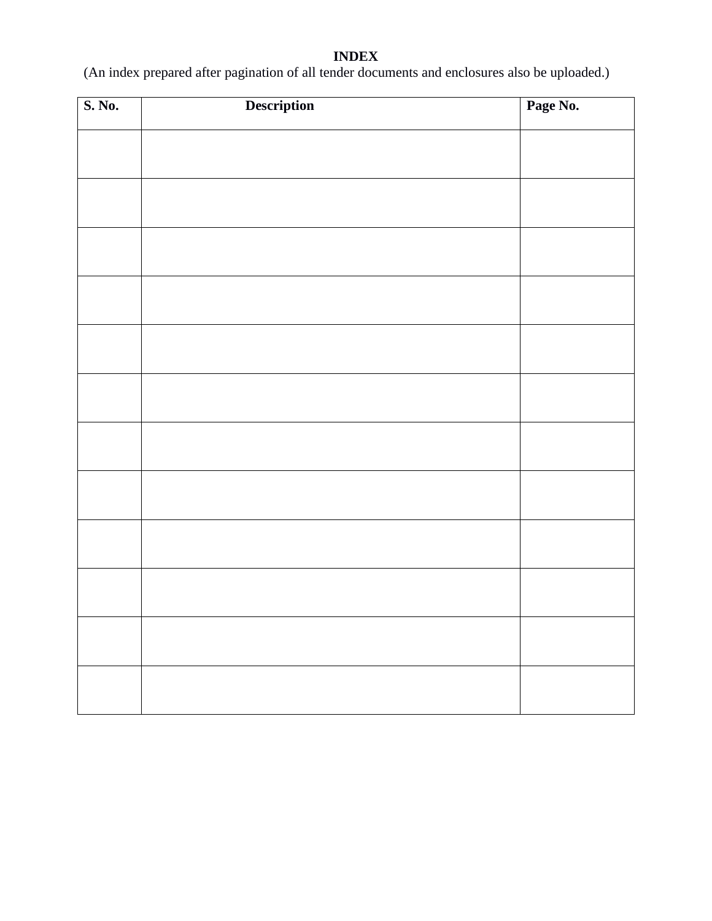# INDEX

(An index prepared after pagination of all tender documents and enclosures also be uploaded.)

| S. No. | Description | Page No. |
|---|---|---|
| | | |
| | | |
| | | |
| | | |
| | | |
| | | |
| | | |
| | | |
| | | |
| | | |
| | | |
| | | |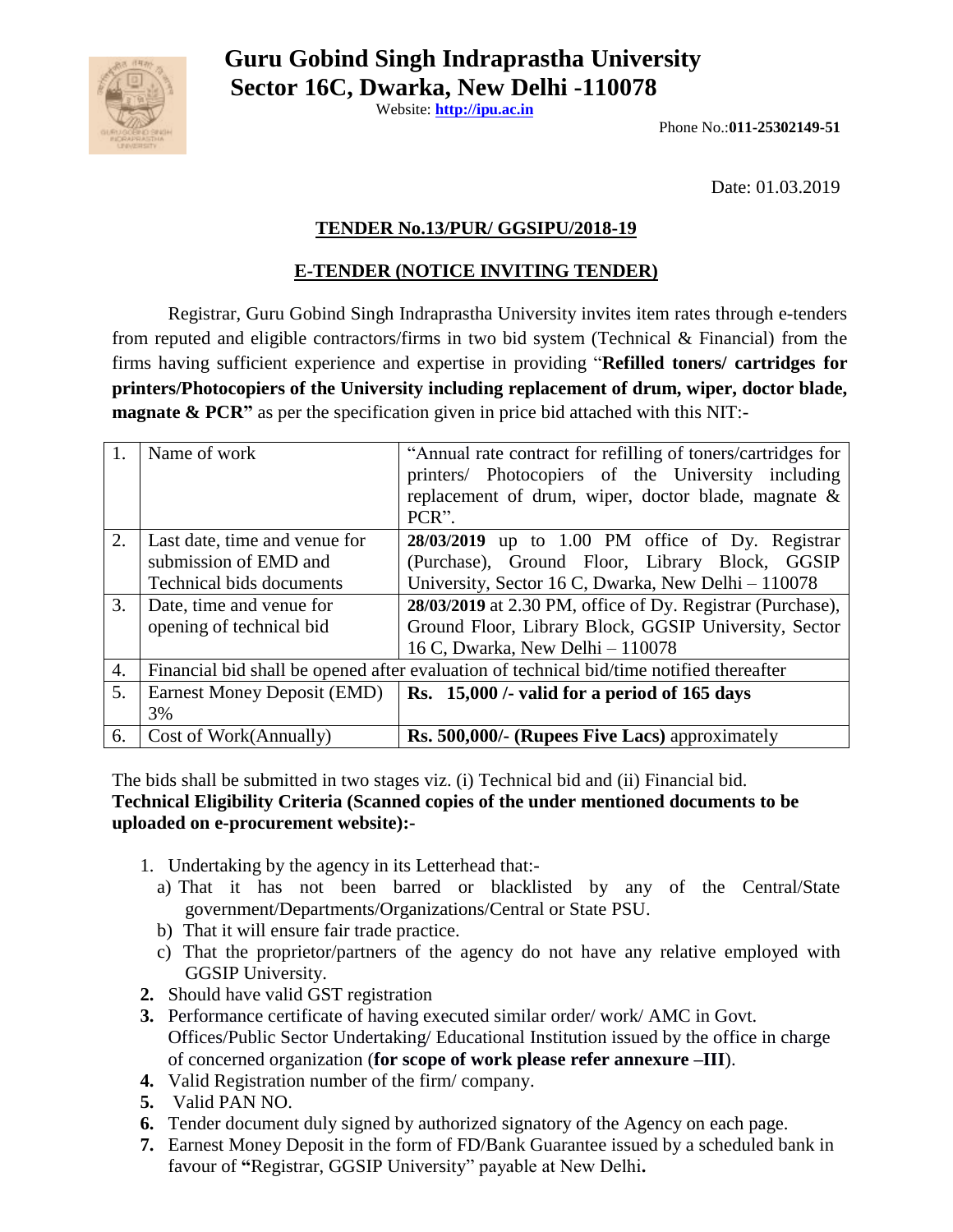# Guru Gobind Singh Indraprastha University
## Sector 16C, Dwarka, New Delhi -110078

Website: **http://ipu.ac.in**

Phone No.:**011-25302149-51**

Date: 01.03.2019

## TENDER No.13/PUR/ GGSIPU/2018-19

## E-TENDER (NOTICE INVITING TENDER)

Registrar, Guru Gobind Singh Indraprastha University invites item rates through e-tenders from reputed and eligible contractors/firms in two bid system (Technical & Financial) from the firms having sufficient experience and expertise in providing "**Refilled toners/ cartridges for printers/Photocopiers of the University including replacement of drum, wiper, doctor blade, magnate & PCR"** as per the specification given in price bid attached with this NIT:-

| 1. | Name of work | "Annual rate contract for refilling of toners/cartridges for printers/ Photocopiers of the University including replacement of drum, wiper, doctor blade, magnate & PCR". |
|---|---|---|
| 2. | Last date, time and venue for submission of EMD and Technical bids documents | **28/03/2019** up to 1.00 PM office of Dy. Registrar (Purchase), Ground Floor, Library Block, GGSIP University, Sector 16 C, Dwarka, New Delhi – 110078 |
| 3. | Date, time and venue for opening of technical bid | **28/03/2019** at 2.30 PM, office of Dy. Registrar (Purchase), Ground Floor, Library Block, GGSIP University, Sector 16 C, Dwarka, New Delhi – 110078 |
| 4. | Financial bid shall be opened after evaluation of technical bid/time notified thereafter | |
| 5. | Earnest Money Deposit (EMD) 3% | **Rs. 15,000 /- valid for a period of 165 days** |
| 6. | Cost of Work(Annually) | **Rs. 500,000/- (Rupees Five Lacs)** approximately |

The bids shall be submitted in two stages viz. (i) Technical bid and (ii) Financial bid.
**Technical Eligibility Criteria (Scanned copies of the under mentioned documents to be uploaded on e-procurement website):-**

1. Undertaking by the agency in its Letterhead that:-
   a) That it has not been barred or blacklisted by any of the Central/State government/Departments/Organizations/Central or State PSU.
   b) That it will ensure fair trade practice.
   c) That the proprietor/partners of the agency do not have any relative employed with GGSIP University.
2. Should have valid GST registration
3. Performance certificate of having executed similar order/ work/ AMC in Govt. Offices/Public Sector Undertaking/ Educational Institution issued by the office in charge of concerned organization (**for scope of work please refer annexure –III**).
4. Valid Registration number of the firm/ company.
5. Valid PAN NO.
6. Tender document duly signed by authorized signatory of the Agency on each page.
7. Earnest Money Deposit in the form of FD/Bank Guarantee issued by a scheduled bank in favour of **"**Registrar, GGSIP University" payable at New Delhi**.**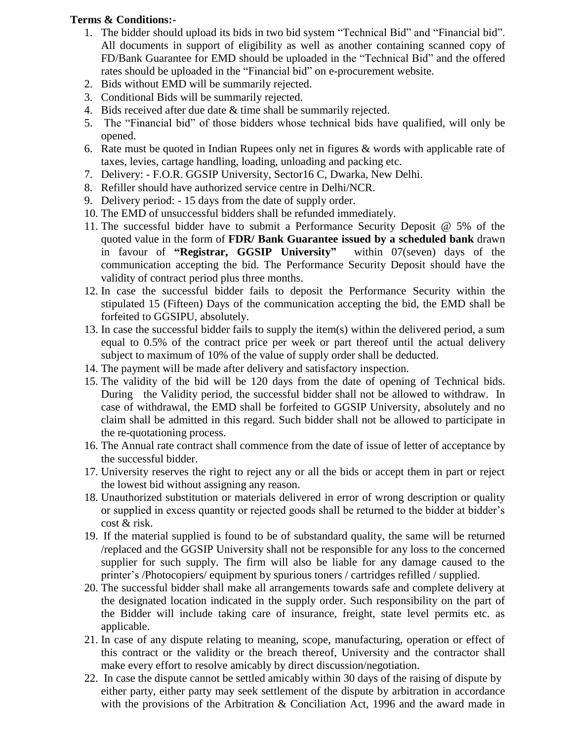**Terms & Conditions:-**

1. The bidder should upload its bids in two bid system "Technical Bid" and "Financial bid". All documents in support of eligibility as well as another containing scanned copy of FD/Bank Guarantee for EMD should be uploaded in the "Technical Bid" and the offered rates should be uploaded in the "Financial bid" on e-procurement website.
2. Bids without EMD will be summarily rejected.
3. Conditional Bids will be summarily rejected.
4. Bids received after due date & time shall be summarily rejected.
5. The "Financial bid" of those bidders whose technical bids have qualified, will only be opened.
6. Rate must be quoted in Indian Rupees only net in figures & words with applicable rate of taxes, levies, cartage handling, loading, unloading and packing etc.
7. Delivery: - F.O.R. GGSIP University, Sector16 C, Dwarka, New Delhi.
8. Refiller should have authorized service centre in Delhi/NCR.
9. Delivery period: - 15 days from the date of supply order.
10. The EMD of unsuccessful bidders shall be refunded immediately.
11. The successful bidder have to submit a Performance Security Deposit @ 5% of the quoted value in the form of **FDR/ Bank Guarantee issued by a scheduled bank** drawn in favour of **"Registrar, GGSIP University"** within 07(seven) days of the communication accepting the bid. The Performance Security Deposit should have the validity of contract period plus three months.
12. In case the successful bidder fails to deposit the Performance Security within the stipulated 15 (Fifteen) Days of the communication accepting the bid, the EMD shall be forfeited to GGSIPU, absolutely.
13. In case the successful bidder fails to supply the item(s) within the delivered period, a sum equal to 0.5% of the contract price per week or part thereof until the actual delivery subject to maximum of 10% of the value of supply order shall be deducted.
14. The payment will be made after delivery and satisfactory inspection.
15. The validity of the bid will be 120 days from the date of opening of Technical bids. During the Validity period, the successful bidder shall not be allowed to withdraw. In case of withdrawal, the EMD shall be forfeited to GGSIP University, absolutely and no claim shall be admitted in this regard. Such bidder shall not be allowed to participate in the re-quotationing process.
16. The Annual rate contract shall commence from the date of issue of letter of acceptance by the successful bidder.
17. University reserves the right to reject any or all the bids or accept them in part or reject the lowest bid without assigning any reason.
18. Unauthorized substitution or materials delivered in error of wrong description or quality or supplied in excess quantity or rejected goods shall be returned to the bidder at bidder's cost & risk.
19. If the material supplied is found to be of substandard quality, the same will be returned /replaced and the GGSIP University shall not be responsible for any loss to the concerned supplier for such supply. The firm will also be liable for any damage caused to the printer's /Photocopiers/ equipment by spurious toners / cartridges refilled / supplied.
20. The successful bidder shall make all arrangements towards safe and complete delivery at the designated location indicated in the supply order. Such responsibility on the part of the Bidder will include taking care of insurance, freight, state level permits etc. as applicable.
21. In case of any dispute relating to meaning, scope, manufacturing, operation or effect of this contract or the validity or the breach thereof, University and the contractor shall make every effort to resolve amicably by direct discussion/negotiation.
22. In case the dispute cannot be settled amicably within 30 days of the raising of dispute by either party, either party may seek settlement of the dispute by arbitration in accordance with the provisions of the Arbitration & Conciliation Act, 1996 and the award made in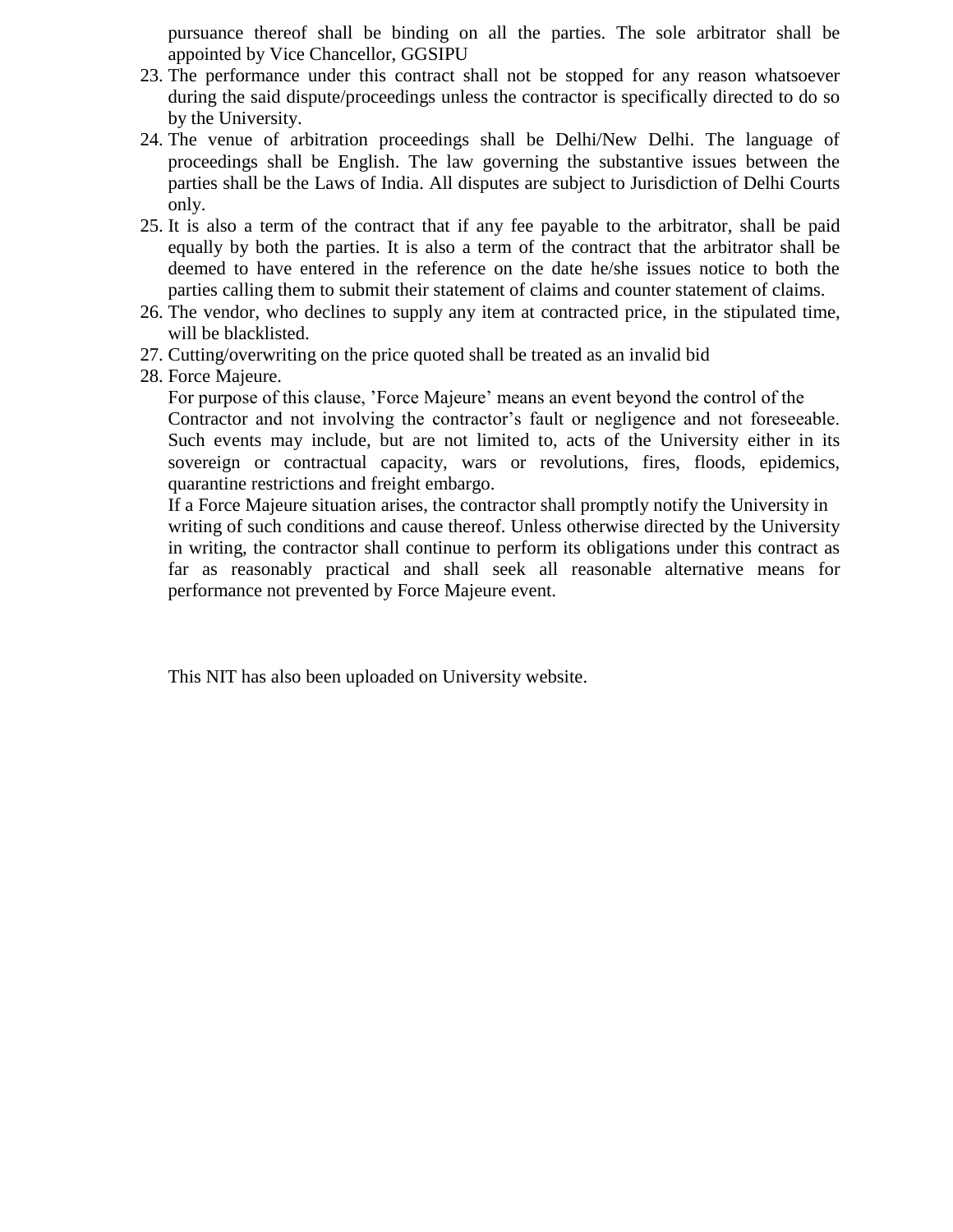pursuance thereof shall be binding on all the parties. The sole arbitrator shall be appointed by Vice Chancellor, GGSIPU

23. The performance under this contract shall not be stopped for any reason whatsoever during the said dispute/proceedings unless the contractor is specifically directed to do so by the University.
24. The venue of arbitration proceedings shall be Delhi/New Delhi. The language of proceedings shall be English. The law governing the substantive issues between the parties shall be the Laws of India. All disputes are subject to Jurisdiction of Delhi Courts only.
25. It is also a term of the contract that if any fee payable to the arbitrator, shall be paid equally by both the parties. It is also a term of the contract that the arbitrator shall be deemed to have entered in the reference on the date he/she issues notice to both the parties calling them to submit their statement of claims and counter statement of claims.
26. The vendor, who declines to supply any item at contracted price, in the stipulated time, will be blacklisted.
27. Cutting/overwriting on the price quoted shall be treated as an invalid bid
28. Force Majeure.

    For purpose of this clause, 'Force Majeure' means an event beyond the control of the Contractor and not involving the contractor's fault or negligence and not foreseeable. Such events may include, but are not limited to, acts of the University either in its sovereign or contractual capacity, wars or revolutions, fires, floods, epidemics, quarantine restrictions and freight embargo.

    If a Force Majeure situation arises, the contractor shall promptly notify the University in writing of such conditions and cause thereof. Unless otherwise directed by the University in writing, the contractor shall continue to perform its obligations under this contract as far as reasonably practical and shall seek all reasonable alternative means for performance not prevented by Force Majeure event.

This NIT has also been uploaded on University website.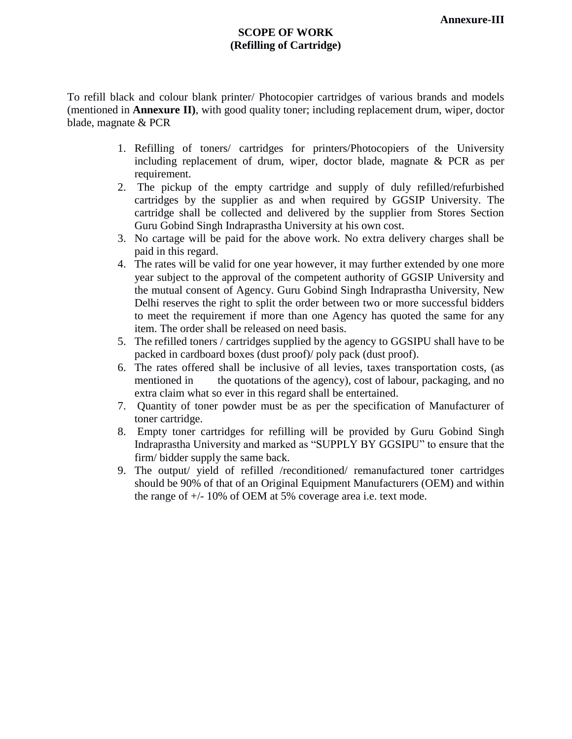**Annexure-III**

# SCOPE OF WORK
## (Refilling of Cartridge)

To refill black and colour blank printer/ Photocopier cartridges of various brands and models (mentioned in **Annexure II)**, with good quality toner; including replacement drum, wiper, doctor blade, magnate & PCR

1. Refilling of toners/ cartridges for printers/Photocopiers of the University including replacement of drum, wiper, doctor blade, magnate & PCR as per requirement.
2. The pickup of the empty cartridge and supply of duly refilled/refurbished cartridges by the supplier as and when required by GGSIP University. The cartridge shall be collected and delivered by the supplier from Stores Section Guru Gobind Singh Indraprastha University at his own cost.
3. No cartage will be paid for the above work. No extra delivery charges shall be paid in this regard.
4. The rates will be valid for one year however, it may further extended by one more year subject to the approval of the competent authority of GGSIP University and the mutual consent of Agency. Guru Gobind Singh Indraprastha University, New Delhi reserves the right to split the order between two or more successful bidders to meet the requirement if more than one Agency has quoted the same for any item. The order shall be released on need basis.
5. The refilled toners / cartridges supplied by the agency to GGSIPU shall have to be packed in cardboard boxes (dust proof)/ poly pack (dust proof).
6. The rates offered shall be inclusive of all levies, taxes transportation costs, (as mentioned in the quotations of the agency), cost of labour, packaging, and no extra claim what so ever in this regard shall be entertained.
7. Quantity of toner powder must be as per the specification of Manufacturer of toner cartridge.
8. Empty toner cartridges for refilling will be provided by Guru Gobind Singh Indraprastha University and marked as "SUPPLY BY GGSIPU" to ensure that the firm/ bidder supply the same back.
9. The output/ yield of refilled /reconditioned/ remanufactured toner cartridges should be 90% of that of an Original Equipment Manufacturers (OEM) and within the range of +/- 10% of OEM at 5% coverage area i.e. text mode.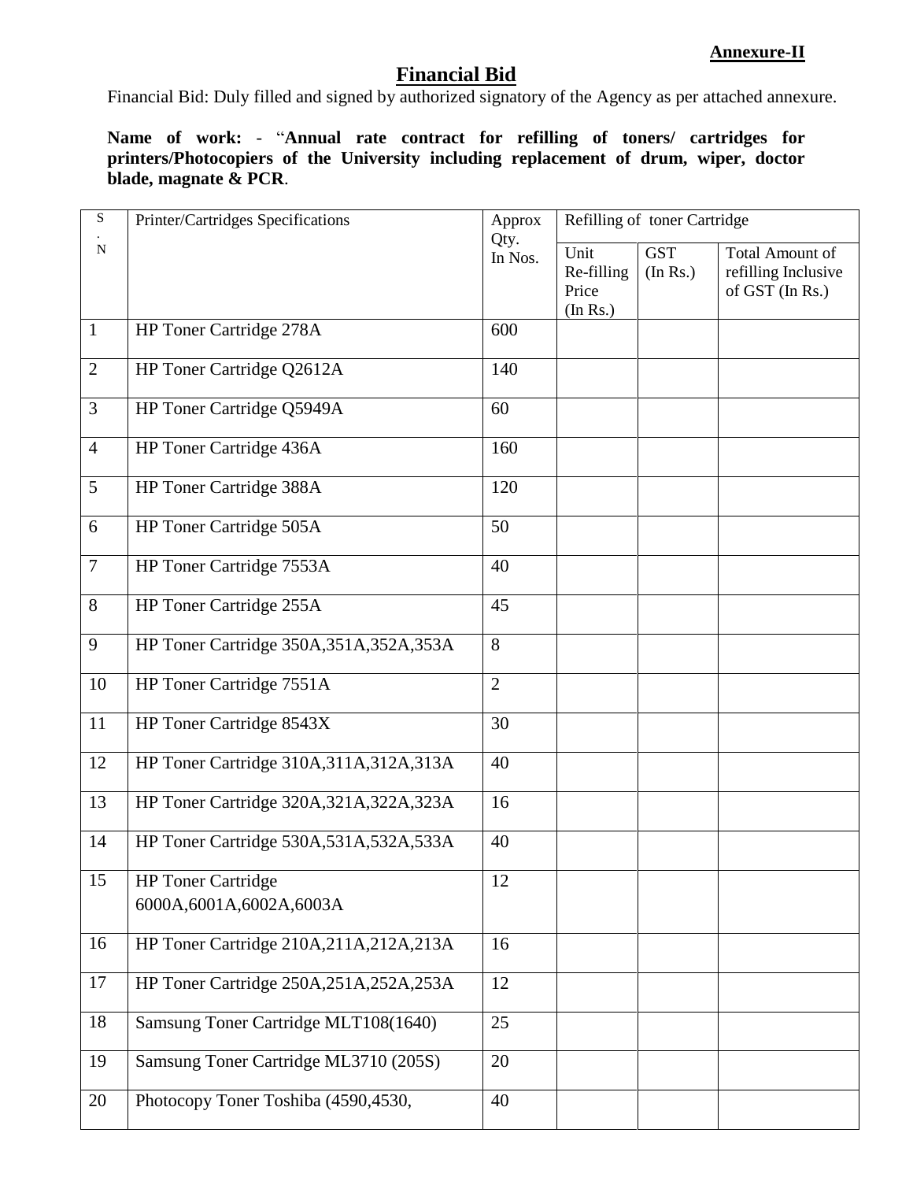**Annexure-II**

## Financial Bid

Financial Bid: Duly filled and signed by authorized signatory of the Agency as per attached annexure.

**Name of work:** - "**Annual rate contract for refilling of toners/ cartridges for printers/Photocopiers of the University including replacement of drum, wiper, doctor blade, magnate & PCR**.

| S. N | Printer/Cartridges Specifications | Approx Qty. In Nos. | Refilling of toner Cartridge | | |
|---|---|---|---|---|---|
| | | | Unit Re-filling Price (In Rs.) | GST (In Rs.) | Total Amount of refilling Inclusive of GST (In Rs.) |
| 1 | HP Toner Cartridge 278A | 600 | | | |
| 2 | HP Toner Cartridge Q2612A | 140 | | | |
| 3 | HP Toner Cartridge Q5949A | 60 | | | |
| 4 | HP Toner Cartridge 436A | 160 | | | |
| 5 | HP Toner Cartridge 388A | 120 | | | |
| 6 | HP Toner Cartridge 505A | 50 | | | |
| 7 | HP Toner Cartridge 7553A | 40 | | | |
| 8 | HP Toner Cartridge 255A | 45 | | | |
| 9 | HP Toner Cartridge 350A,351A,352A,353A | 8 | | | |
| 10 | HP Toner Cartridge 7551A | 2 | | | |
| 11 | HP Toner Cartridge 8543X | 30 | | | |
| 12 | HP Toner Cartridge 310A,311A,312A,313A | 40 | | | |
| 13 | HP Toner Cartridge 320A,321A,322A,323A | 16 | | | |
| 14 | HP Toner Cartridge 530A,531A,532A,533A | 40 | | | |
| 15 | HP Toner Cartridge 6000A,6001A,6002A,6003A | 12 | | | |
| 16 | HP Toner Cartridge 210A,211A,212A,213A | 16 | | | |
| 17 | HP Toner Cartridge 250A,251A,252A,253A | 12 | | | |
| 18 | Samsung Toner Cartridge MLT108(1640) | 25 | | | |
| 19 | Samsung Toner Cartridge ML3710 (205S) | 20 | | | |
| 20 | Photocopy Toner Toshiba (4590,4530, | 40 | | | |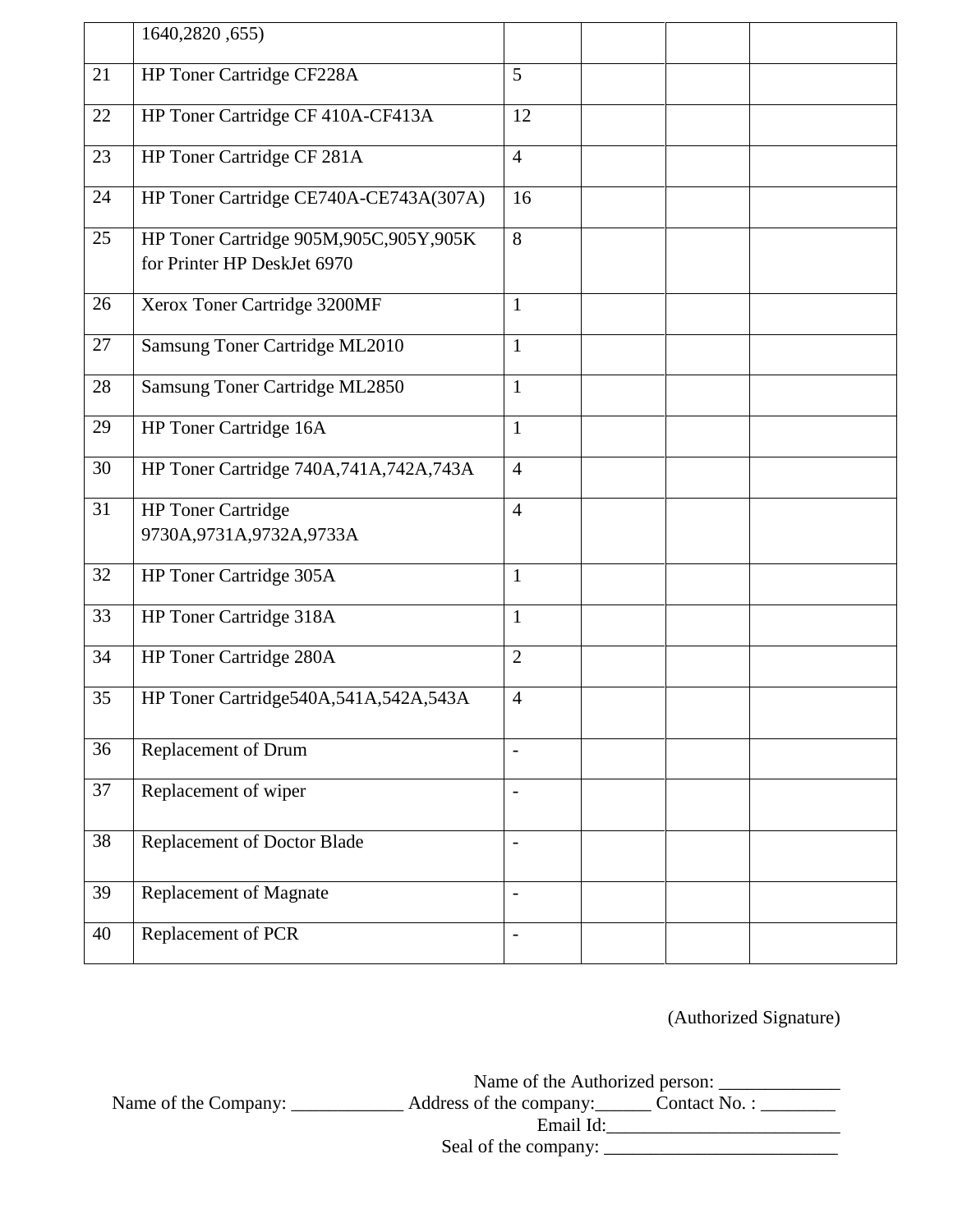| | | | | | |
|---|---|---|---|---|---|
| | 1640,2820 ,655) | | | | |
| 21 | HP Toner Cartridge CF228A | 5 | | | |
| 22 | HP Toner Cartridge CF 410A-CF413A | 12 | | | |
| 23 | HP Toner Cartridge CF 281A | 4 | | | |
| 24 | HP Toner Cartridge CE740A-CE743A(307A) | 16 | | | |
| 25 | HP Toner Cartridge 905M,905C,905Y,905K for Printer HP DeskJet 6970 | 8 | | | |
| 26 | Xerox Toner Cartridge 3200MF | 1 | | | |
| 27 | Samsung Toner Cartridge ML2010 | 1 | | | |
| 28 | Samsung Toner Cartridge ML2850 | 1 | | | |
| 29 | HP Toner Cartridge 16A | 1 | | | |
| 30 | HP Toner Cartridge 740A,741A,742A,743A | 4 | | | |
| 31 | HP Toner Cartridge 9730A,9731A,9732A,9733A | 4 | | | |
| 32 | HP Toner Cartridge 305A | 1 | | | |
| 33 | HP Toner Cartridge 318A | 1 | | | |
| 34 | HP Toner Cartridge 280A | 2 | | | |
| 35 | HP Toner Cartridge540A,541A,542A,543A | 4 | | | |
| 36 | Replacement of Drum | - | | | |
| 37 | Replacement of wiper | - | | | |
| 38 | Replacement of Doctor Blade | - | | | |
| 39 | Replacement of Magnate | - | | | |
| 40 | Replacement of PCR | - | | | |

(Authorized Signature)

Name of the Authorized person: _____________

Name of the Company: ____________ Address of the company:______ Contact No. : ________

Email Id:_________________________

Seal of the company: _________________________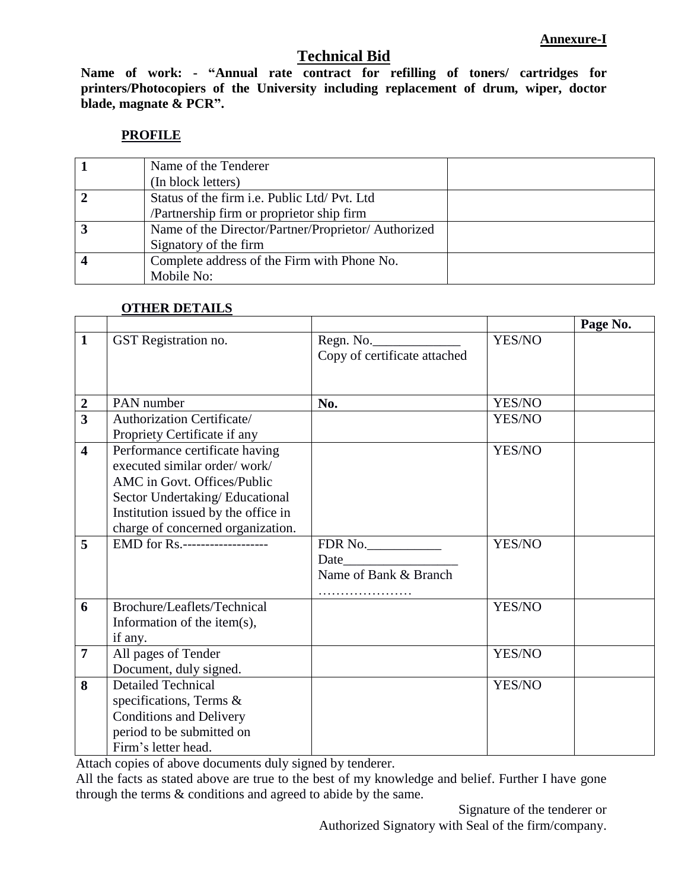**Annexure-I**

## Technical Bid

**Name of work: - "Annual rate contract for refilling of toners/ cartridges for printers/Photocopiers of the University including replacement of drum, wiper, doctor blade, magnate & PCR".**

### PROFILE

| | | |
|---|---|---|
| **1** | Name of the Tenderer (In block letters) | |
| **2** | Status of the firm i.e. Public Ltd/ Pvt. Ltd /Partnership firm or proprietor ship firm | |
| **3** | Name of the Director/Partner/Proprietor/ Authorized Signatory of the firm | |
| **4** | Complete address of the Firm with Phone No. Mobile No: | |

### OTHER DETAILS

| | | | | **Page No.** |
|---|---|---|---|---|
| **1** | GST Registration no. | Regn. No.______________ Copy of certificate attached | YES/NO | |
| **2** | PAN number | **No.** | YES/NO | |
| **3** | Authorization Certificate/ Propriety Certificate if any | | YES/NO | |
| **4** | Performance certificate having executed similar order/ work/ AMC in Govt. Offices/Public Sector Undertaking/ Educational Institution issued by the office in charge of concerned organization. | | YES/NO | |
| **5** | EMD for Rs.------------------- | FDR No.____________ Date__________________ Name of Bank & Branch ………………… | YES/NO | |
| **6** | Brochure/Leaflets/Technical Information of the item(s), if any. | | YES/NO | |
| **7** | All pages of Tender Document, duly signed. | | YES/NO | |
| **8** | Detailed Technical specifications, Terms & Conditions and Delivery period to be submitted on Firm's letter head. | | YES/NO | |

Attach copies of above documents duly signed by tenderer.

All the facts as stated above are true to the best of my knowledge and belief. Further I have gone through the terms & conditions and agreed to abide by the same.

Signature of the tenderer or
Authorized Signatory with Seal of the firm/company.